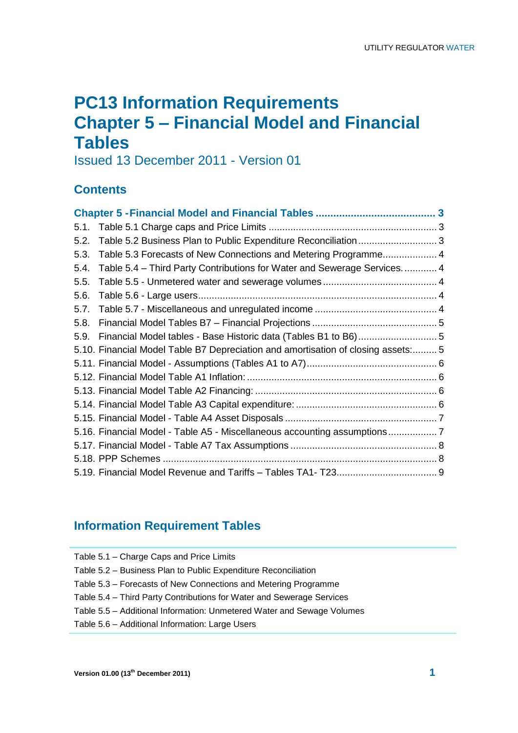# PC13 Information Requirements
# Chapter 5 – Financial Model and Financial Tables

Issued 13 December 2011 - Version 01

## Contents

**Chapter 5 - Financial Model and Financial Tables ......................................... 3**

5.1. Table 5.1 Charge caps and Price Limits ............................................................. 3
5.2. Table 5.2 Business Plan to Public Expenditure Reconciliation ............................. 3
5.3. Table 5.3 Forecasts of New Connections and Metering Programme.................... 4
5.4. Table 5.4 – Third Party Contributions for Water and Sewerage Services. ............ 4
5.5. Table 5.5 - Unmetered water and sewerage volumes .......................................... 4
5.6. Table 5.6 - Large users........................................................................................ 4
5.7. Table 5.7 - Miscellaneous and unregulated income ............................................. 4
5.8. Financial Model Tables B7 – Financial Projections .............................................. 5
5.9. Financial Model tables - Base Historic data (Tables B1 to B6)............................. 5
5.10. Financial Model Table B7 Depreciation and amortisation of closing assets:.......... 5
5.11. Financial Model - Assumptions (Tables A1 to A7)................................................ 6
5.12. Financial Model Table A1 Inflation: ...................................................................... 6
5.13. Financial Model Table A2 Financing: ................................................................... 6
5.14. Financial Model Table A3 Capital expenditure: .................................................... 6
5.15. Financial Model - Table A4 Asset Disposals ........................................................ 7
5.16. Financial Model - Table A5 - Miscellaneous accounting assumptions .................. 7
5.17. Financial Model - Table A7 Tax Assumptions ...................................................... 8
5.18. PPP Schemes .................................................................................................... 8
5.19. Financial Model Revenue and Tariffs – Tables TA1- T23.................................... 9

## Information Requirement Tables

Table 5.1 – Charge Caps and Price Limits
Table 5.2 – Business Plan to Public Expenditure Reconciliation
Table 5.3 – Forecasts of New Connections and Metering Programme
Table 5.4 – Third Party Contributions for Water and Sewerage Services
Table 5.5 – Additional Information: Unmetered Water and Sewage Volumes
Table 5.6 – Additional Information: Large Users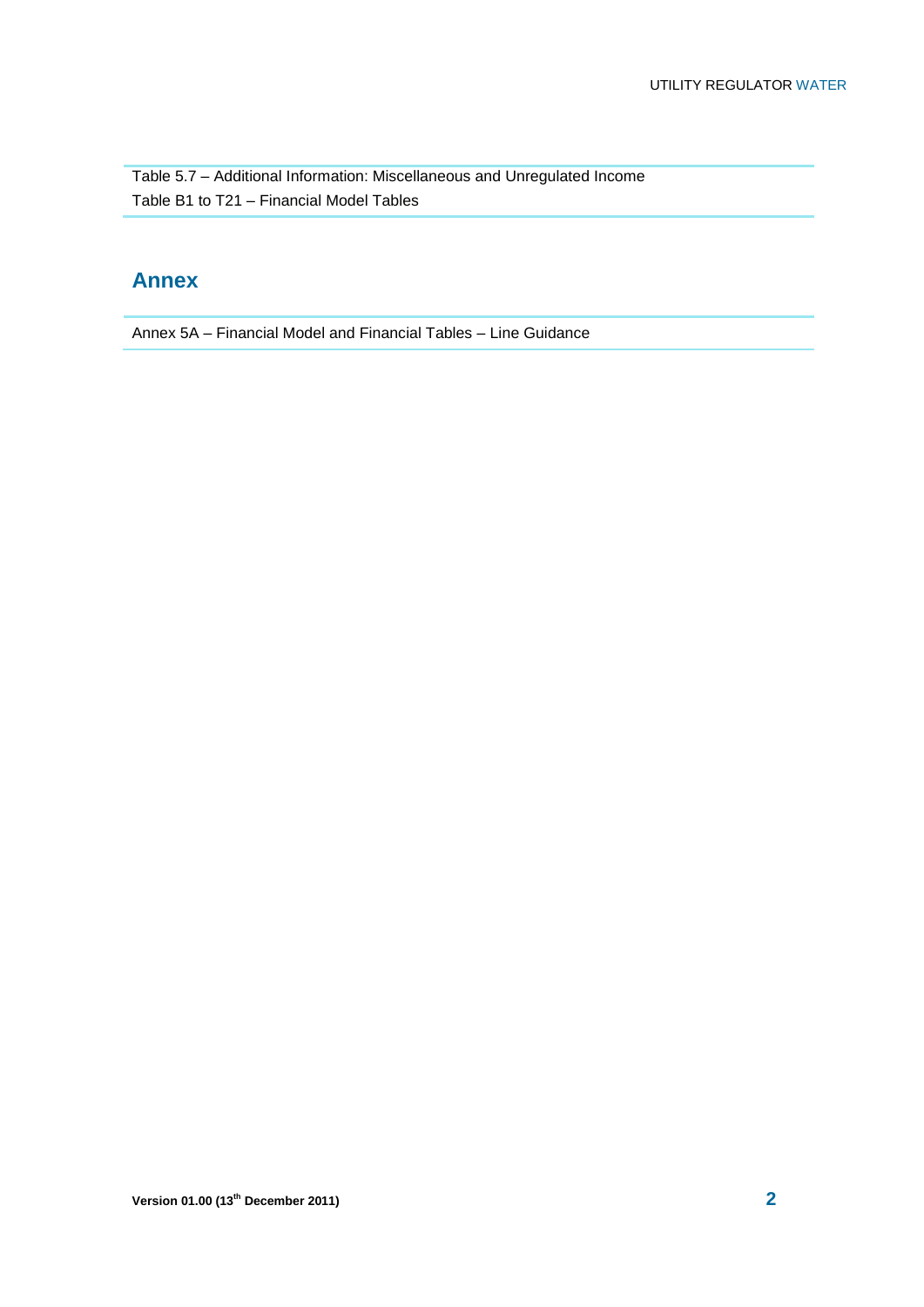Table 5.7 – Additional Information: Miscellaneous and Unregulated Income

Table B1 to T21 – Financial Model Tables

## Annex

Annex 5A – Financial Model and Financial Tables – Line Guidance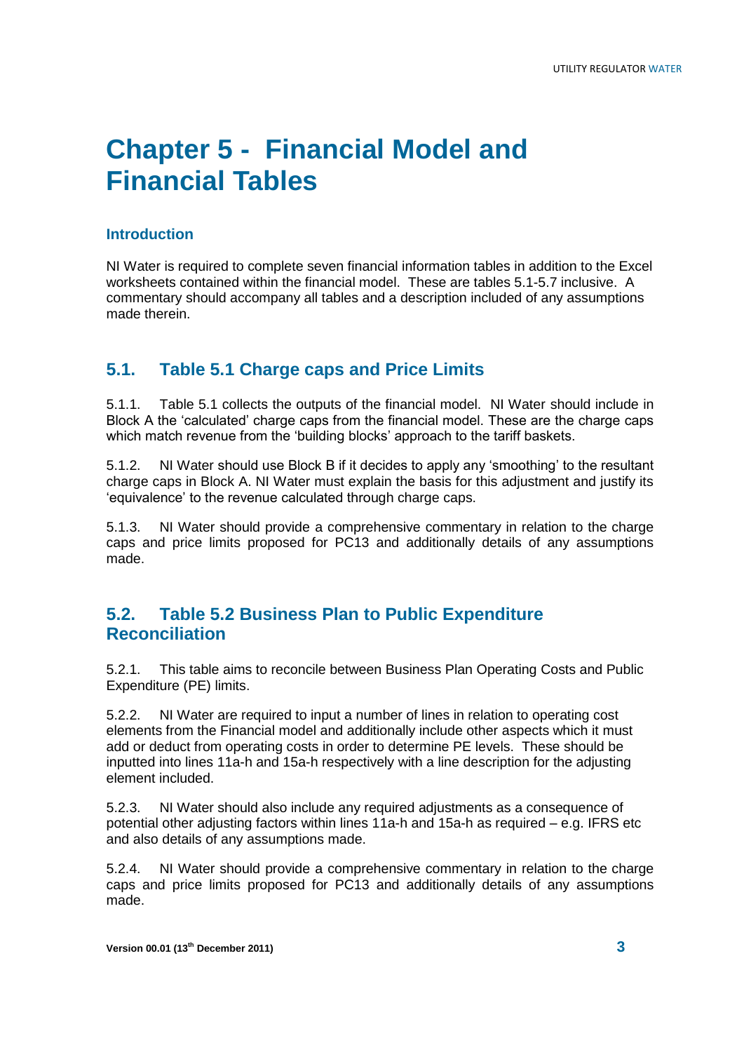# Chapter 5 - Financial Model and Financial Tables

### Introduction

NI Water is required to complete seven financial information tables in addition to the Excel worksheets contained within the financial model. These are tables 5.1-5.7 inclusive. A commentary should accompany all tables and a description included of any assumptions made therein.

## 5.1. Table 5.1 Charge caps and Price Limits

5.1.1. Table 5.1 collects the outputs of the financial model. NI Water should include in Block A the 'calculated' charge caps from the financial model. These are the charge caps which match revenue from the 'building blocks' approach to the tariff baskets.

5.1.2. NI Water should use Block B if it decides to apply any 'smoothing' to the resultant charge caps in Block A. NI Water must explain the basis for this adjustment and justify its 'equivalence' to the revenue calculated through charge caps.

5.1.3. NI Water should provide a comprehensive commentary in relation to the charge caps and price limits proposed for PC13 and additionally details of any assumptions made.

## 5.2. Table 5.2 Business Plan to Public Expenditure Reconciliation

5.2.1. This table aims to reconcile between Business Plan Operating Costs and Public Expenditure (PE) limits.

5.2.2. NI Water are required to input a number of lines in relation to operating cost elements from the Financial model and additionally include other aspects which it must add or deduct from operating costs in order to determine PE levels. These should be inputted into lines 11a-h and 15a-h respectively with a line description for the adjusting element included.

5.2.3. NI Water should also include any required adjustments as a consequence of potential other adjusting factors within lines 11a-h and 15a-h as required – e.g. IFRS etc and also details of any assumptions made.

5.2.4. NI Water should provide a comprehensive commentary in relation to the charge caps and price limits proposed for PC13 and additionally details of any assumptions made.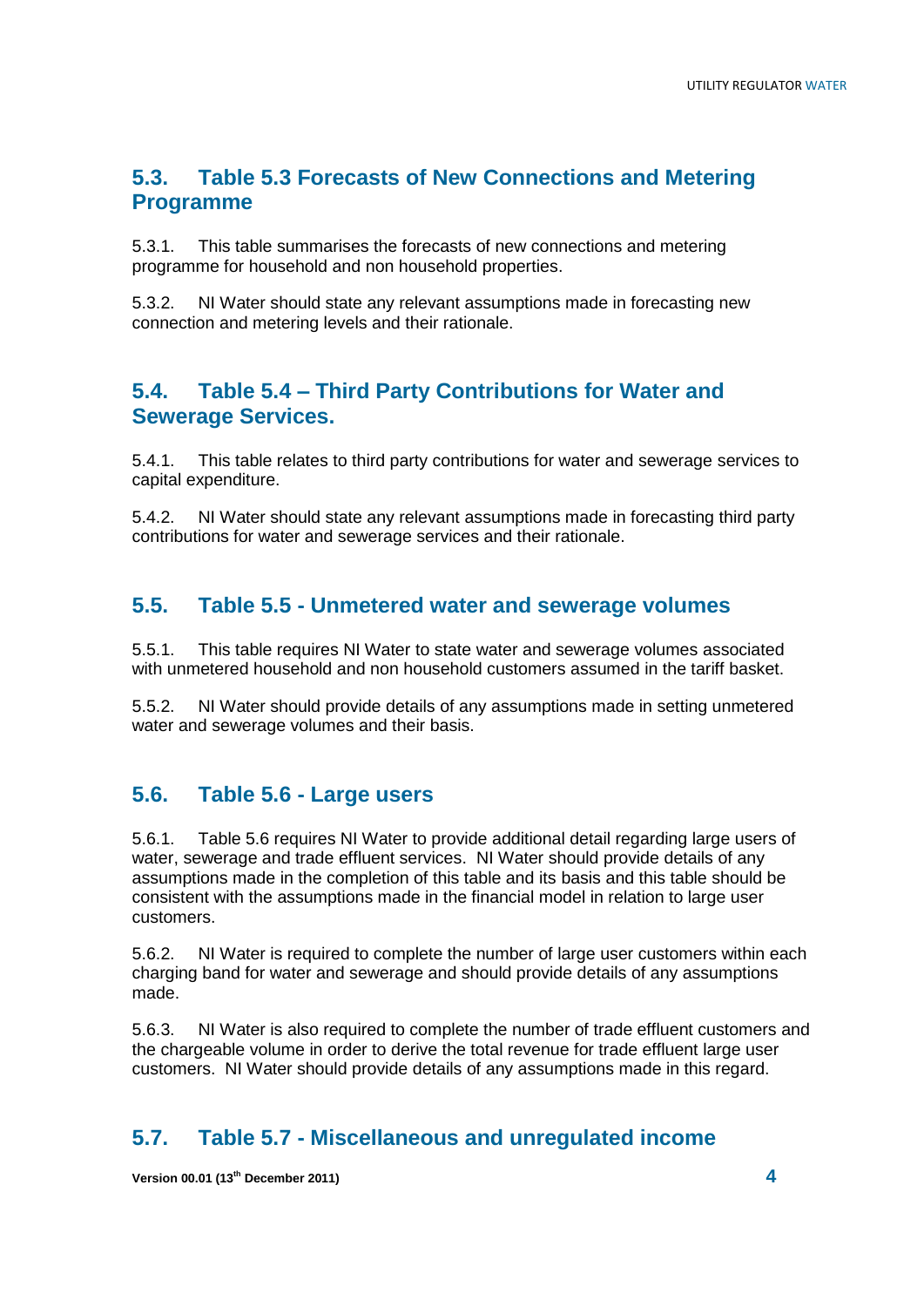## 5.3. Table 5.3 Forecasts of New Connections and Metering Programme

5.3.1. This table summarises the forecasts of new connections and metering programme for household and non household properties.

5.3.2. NI Water should state any relevant assumptions made in forecasting new connection and metering levels and their rationale.

## 5.4. Table 5.4 – Third Party Contributions for Water and Sewerage Services.

5.4.1. This table relates to third party contributions for water and sewerage services to capital expenditure.

5.4.2. NI Water should state any relevant assumptions made in forecasting third party contributions for water and sewerage services and their rationale.

## 5.5. Table 5.5 - Unmetered water and sewerage volumes

5.5.1. This table requires NI Water to state water and sewerage volumes associated with unmetered household and non household customers assumed in the tariff basket.

5.5.2. NI Water should provide details of any assumptions made in setting unmetered water and sewerage volumes and their basis.

## 5.6. Table 5.6 - Large users

5.6.1. Table 5.6 requires NI Water to provide additional detail regarding large users of water, sewerage and trade effluent services. NI Water should provide details of any assumptions made in the completion of this table and its basis and this table should be consistent with the assumptions made in the financial model in relation to large user customers.

5.6.2. NI Water is required to complete the number of large user customers within each charging band for water and sewerage and should provide details of any assumptions made.

5.6.3. NI Water is also required to complete the number of trade effluent customers and the chargeable volume in order to derive the total revenue for trade effluent large user customers. NI Water should provide details of any assumptions made in this regard.

## 5.7. Table 5.7 - Miscellaneous and unregulated income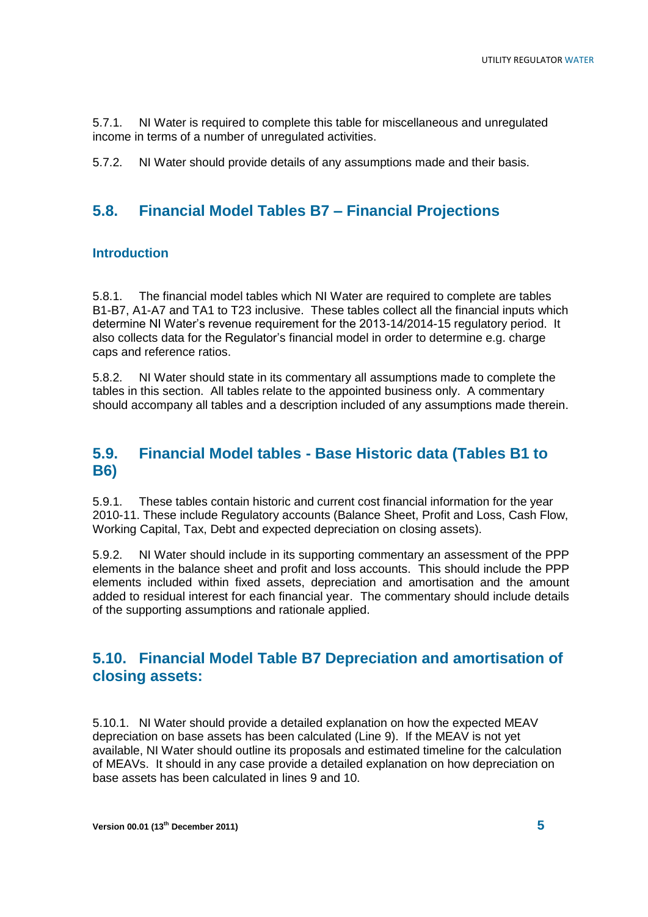5.7.1. NI Water is required to complete this table for miscellaneous and unregulated income in terms of a number of unregulated activities.

5.7.2. NI Water should provide details of any assumptions made and their basis.

## 5.8. Financial Model Tables B7 – Financial Projections

### Introduction

5.8.1. The financial model tables which NI Water are required to complete are tables B1-B7, A1-A7 and TA1 to T23 inclusive. These tables collect all the financial inputs which determine NI Water's revenue requirement for the 2013-14/2014-15 regulatory period. It also collects data for the Regulator's financial model in order to determine e.g. charge caps and reference ratios.

5.8.2. NI Water should state in its commentary all assumptions made to complete the tables in this section. All tables relate to the appointed business only. A commentary should accompany all tables and a description included of any assumptions made therein.

## 5.9. Financial Model tables - Base Historic data (Tables B1 to B6)

5.9.1. These tables contain historic and current cost financial information for the year 2010-11. These include Regulatory accounts (Balance Sheet, Profit and Loss, Cash Flow, Working Capital, Tax, Debt and expected depreciation on closing assets).

5.9.2. NI Water should include in its supporting commentary an assessment of the PPP elements in the balance sheet and profit and loss accounts. This should include the PPP elements included within fixed assets, depreciation and amortisation and the amount added to residual interest for each financial year. The commentary should include details of the supporting assumptions and rationale applied.

## 5.10. Financial Model Table B7 Depreciation and amortisation of closing assets:

5.10.1. NI Water should provide a detailed explanation on how the expected MEAV depreciation on base assets has been calculated (Line 9). If the MEAV is not yet available, NI Water should outline its proposals and estimated timeline for the calculation of MEAVs. It should in any case provide a detailed explanation on how depreciation on base assets has been calculated in lines 9 and 10.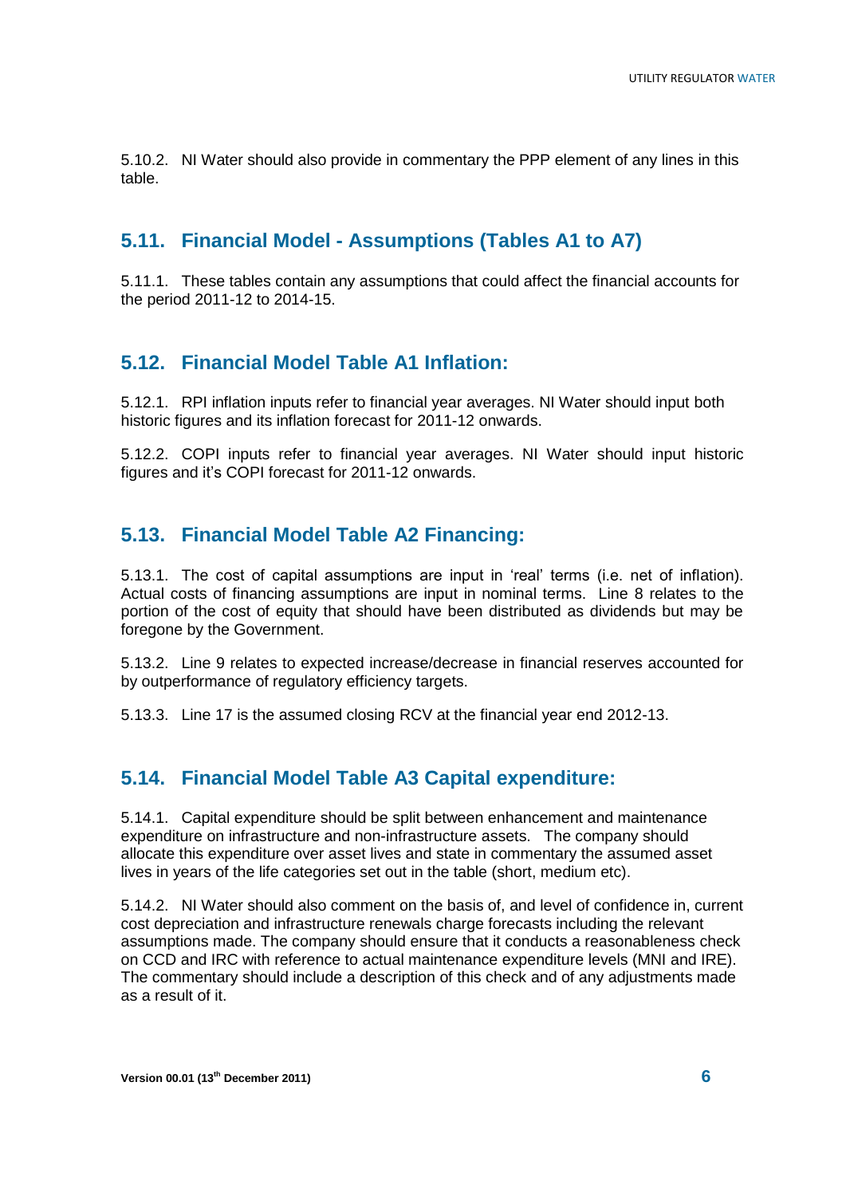5.10.2. NI Water should also provide in commentary the PPP element of any lines in this table.

## 5.11. Financial Model - Assumptions (Tables A1 to A7)

5.11.1. These tables contain any assumptions that could affect the financial accounts for the period 2011-12 to 2014-15.

## 5.12. Financial Model Table A1 Inflation:

5.12.1. RPI inflation inputs refer to financial year averages. NI Water should input both historic figures and its inflation forecast for 2011-12 onwards.

5.12.2. COPI inputs refer to financial year averages. NI Water should input historic figures and it's COPI forecast for 2011-12 onwards.

## 5.13. Financial Model Table A2 Financing:

5.13.1. The cost of capital assumptions are input in 'real' terms (i.e. net of inflation). Actual costs of financing assumptions are input in nominal terms. Line 8 relates to the portion of the cost of equity that should have been distributed as dividends but may be foregone by the Government.

5.13.2. Line 9 relates to expected increase/decrease in financial reserves accounted for by outperformance of regulatory efficiency targets.

5.13.3. Line 17 is the assumed closing RCV at the financial year end 2012-13.

## 5.14. Financial Model Table A3 Capital expenditure:

5.14.1. Capital expenditure should be split between enhancement and maintenance expenditure on infrastructure and non-infrastructure assets. The company should allocate this expenditure over asset lives and state in commentary the assumed asset lives in years of the life categories set out in the table (short, medium etc).

5.14.2. NI Water should also comment on the basis of, and level of confidence in, current cost depreciation and infrastructure renewals charge forecasts including the relevant assumptions made. The company should ensure that it conducts a reasonableness check on CCD and IRC with reference to actual maintenance expenditure levels (MNI and IRE). The commentary should include a description of this check and of any adjustments made as a result of it.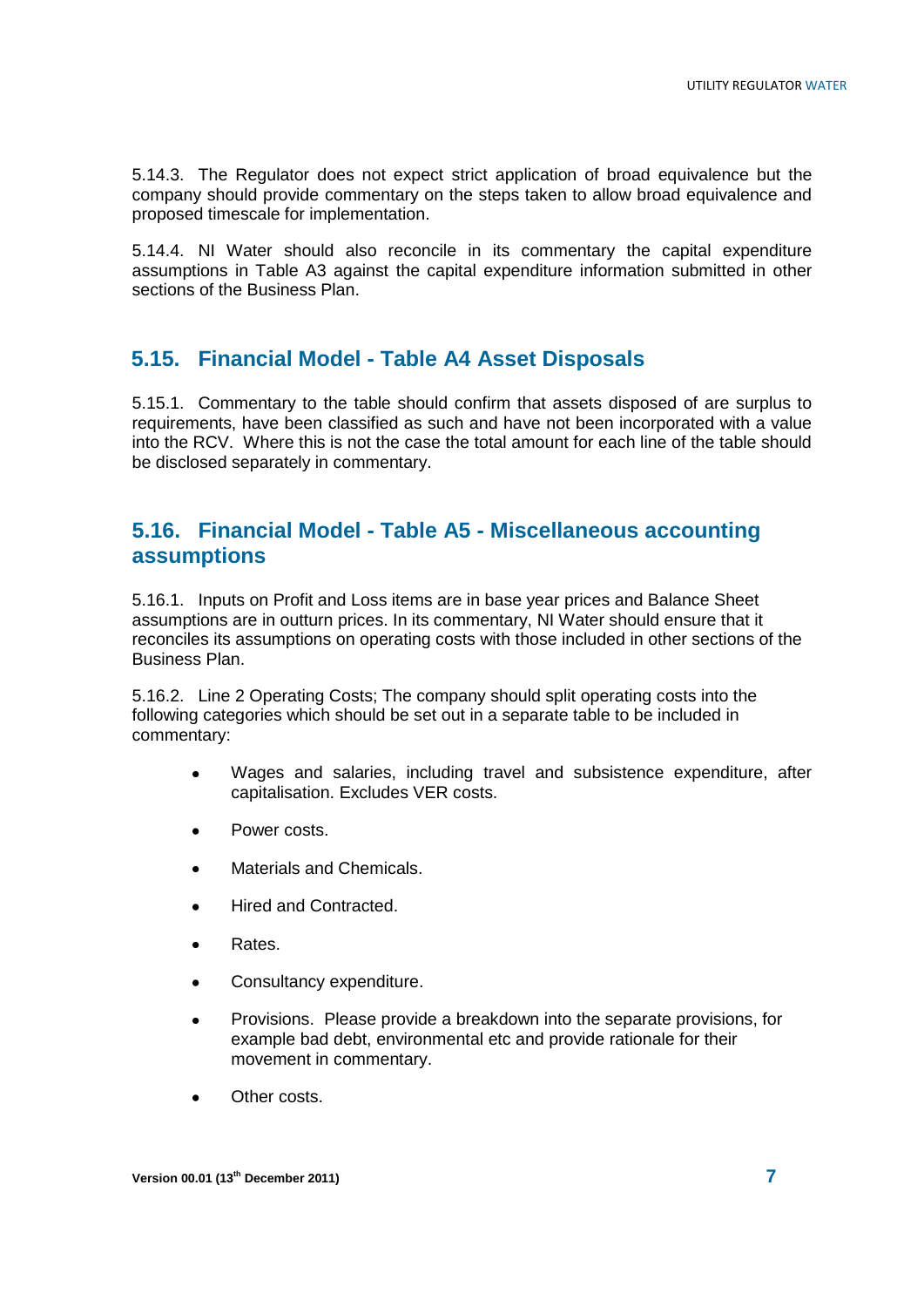5.14.3. The Regulator does not expect strict application of broad equivalence but the company should provide commentary on the steps taken to allow broad equivalence and proposed timescale for implementation.

5.14.4. NI Water should also reconcile in its commentary the capital expenditure assumptions in Table A3 against the capital expenditure information submitted in other sections of the Business Plan.

## 5.15. Financial Model - Table A4 Asset Disposals

5.15.1. Commentary to the table should confirm that assets disposed of are surplus to requirements, have been classified as such and have not been incorporated with a value into the RCV. Where this is not the case the total amount for each line of the table should be disclosed separately in commentary.

## 5.16. Financial Model - Table A5 - Miscellaneous accounting assumptions

5.16.1. Inputs on Profit and Loss items are in base year prices and Balance Sheet assumptions are in outturn prices. In its commentary, NI Water should ensure that it reconciles its assumptions on operating costs with those included in other sections of the Business Plan.

5.16.2. Line 2 Operating Costs; The company should split operating costs into the following categories which should be set out in a separate table to be included in commentary:

- Wages and salaries, including travel and subsistence expenditure, after capitalisation. Excludes VER costs.
- Power costs.
- Materials and Chemicals.
- Hired and Contracted.
- Rates.
- Consultancy expenditure.
- Provisions. Please provide a breakdown into the separate provisions, for example bad debt, environmental etc and provide rationale for their movement in commentary.
- Other costs.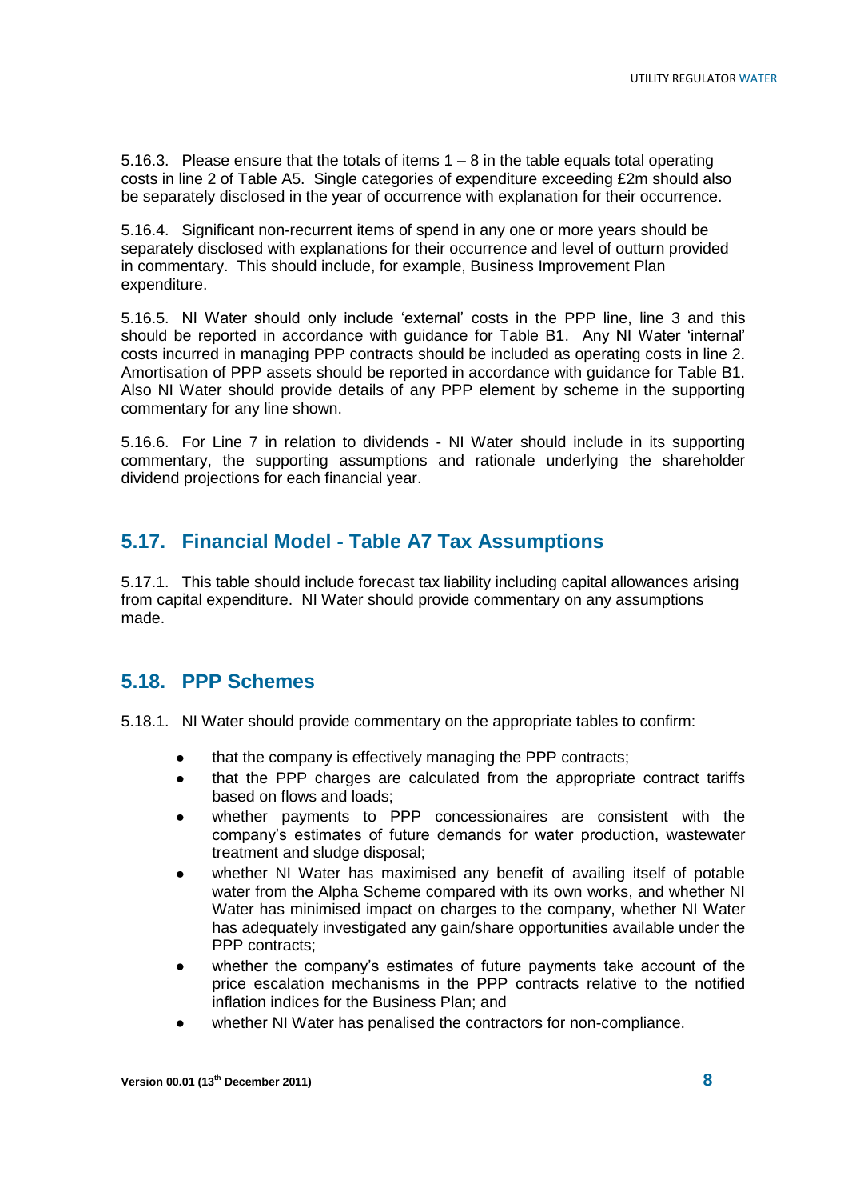5.16.3. Please ensure that the totals of items 1 – 8 in the table equals total operating costs in line 2 of Table A5. Single categories of expenditure exceeding £2m should also be separately disclosed in the year of occurrence with explanation for their occurrence.

5.16.4. Significant non-recurrent items of spend in any one or more years should be separately disclosed with explanations for their occurrence and level of outturn provided in commentary. This should include, for example, Business Improvement Plan expenditure.

5.16.5. NI Water should only include 'external' costs in the PPP line, line 3 and this should be reported in accordance with guidance for Table B1. Any NI Water 'internal' costs incurred in managing PPP contracts should be included as operating costs in line 2. Amortisation of PPP assets should be reported in accordance with guidance for Table B1. Also NI Water should provide details of any PPP element by scheme in the supporting commentary for any line shown.

5.16.6. For Line 7 in relation to dividends - NI Water should include in its supporting commentary, the supporting assumptions and rationale underlying the shareholder dividend projections for each financial year.

## 5.17. Financial Model - Table A7 Tax Assumptions

5.17.1. This table should include forecast tax liability including capital allowances arising from capital expenditure. NI Water should provide commentary on any assumptions made.

## 5.18. PPP Schemes

5.18.1. NI Water should provide commentary on the appropriate tables to confirm:

- that the company is effectively managing the PPP contracts;
- that the PPP charges are calculated from the appropriate contract tariffs based on flows and loads;
- whether payments to PPP concessionaires are consistent with the company's estimates of future demands for water production, wastewater treatment and sludge disposal;
- whether NI Water has maximised any benefit of availing itself of potable water from the Alpha Scheme compared with its own works, and whether NI Water has minimised impact on charges to the company, whether NI Water has adequately investigated any gain/share opportunities available under the PPP contracts;
- whether the company's estimates of future payments take account of the price escalation mechanisms in the PPP contracts relative to the notified inflation indices for the Business Plan; and
- whether NI Water has penalised the contractors for non-compliance.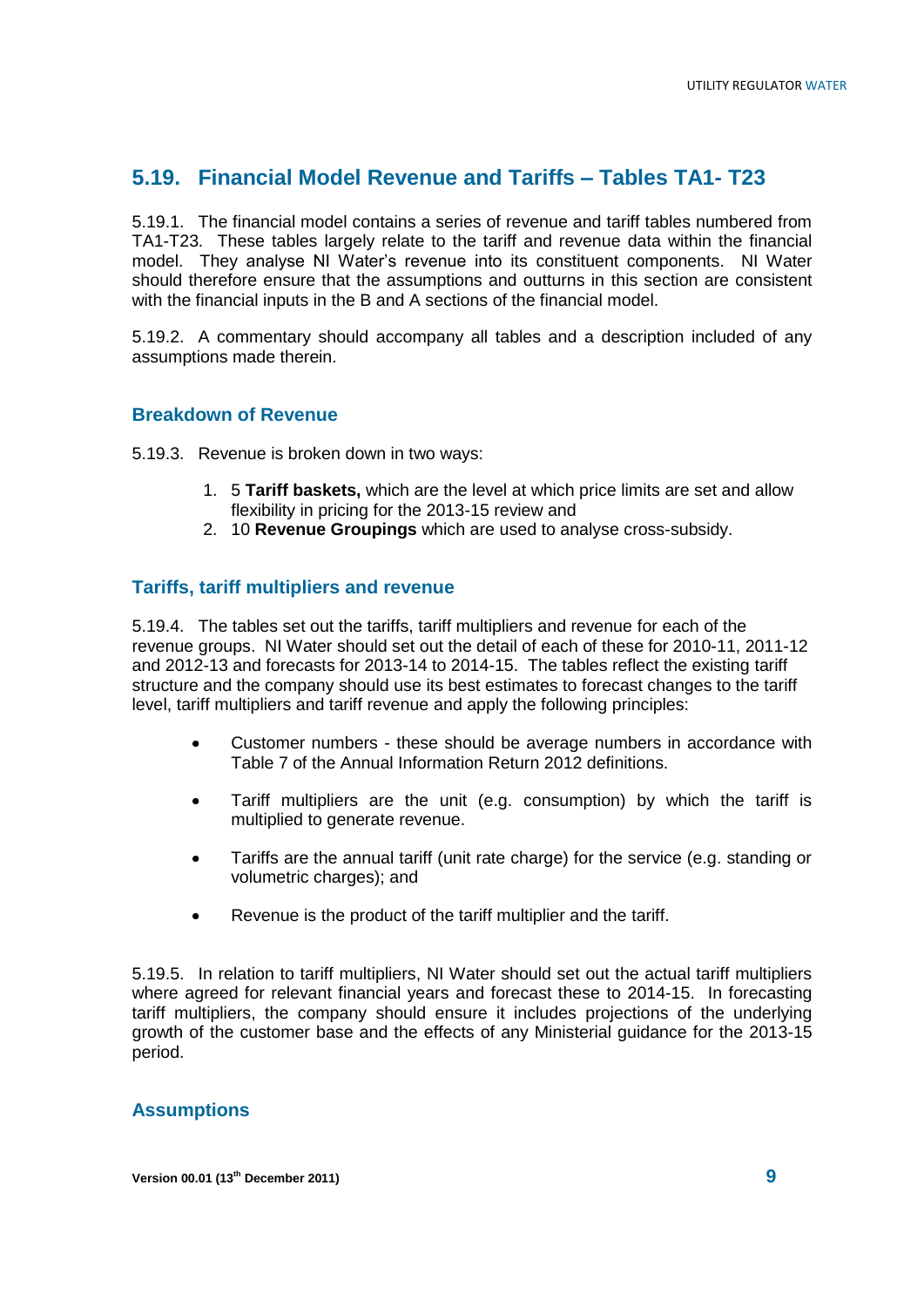## 5.19. Financial Model Revenue and Tariffs – Tables TA1- T23

5.19.1. The financial model contains a series of revenue and tariff tables numbered from TA1-T23. These tables largely relate to the tariff and revenue data within the financial model. They analyse NI Water's revenue into its constituent components. NI Water should therefore ensure that the assumptions and outturns in this section are consistent with the financial inputs in the B and A sections of the financial model.

5.19.2. A commentary should accompany all tables and a description included of any assumptions made therein.

### Breakdown of Revenue

5.19.3. Revenue is broken down in two ways:

1. 5 **Tariff baskets,** which are the level at which price limits are set and allow flexibility in pricing for the 2013-15 review and
2. 10 **Revenue Groupings** which are used to analyse cross-subsidy.

### Tariffs, tariff multipliers and revenue

5.19.4. The tables set out the tariffs, tariff multipliers and revenue for each of the revenue groups. NI Water should set out the detail of each of these for 2010-11, 2011-12 and 2012-13 and forecasts for 2013-14 to 2014-15. The tables reflect the existing tariff structure and the company should use its best estimates to forecast changes to the tariff level, tariff multipliers and tariff revenue and apply the following principles:

- Customer numbers - these should be average numbers in accordance with Table 7 of the Annual Information Return 2012 definitions.
- Tariff multipliers are the unit (e.g. consumption) by which the tariff is multiplied to generate revenue.
- Tariffs are the annual tariff (unit rate charge) for the service (e.g. standing or volumetric charges); and
- Revenue is the product of the tariff multiplier and the tariff.

5.19.5. In relation to tariff multipliers, NI Water should set out the actual tariff multipliers where agreed for relevant financial years and forecast these to 2014-15. In forecasting tariff multipliers, the company should ensure it includes projections of the underlying growth of the customer base and the effects of any Ministerial guidance for the 2013-15 period.

### Assumptions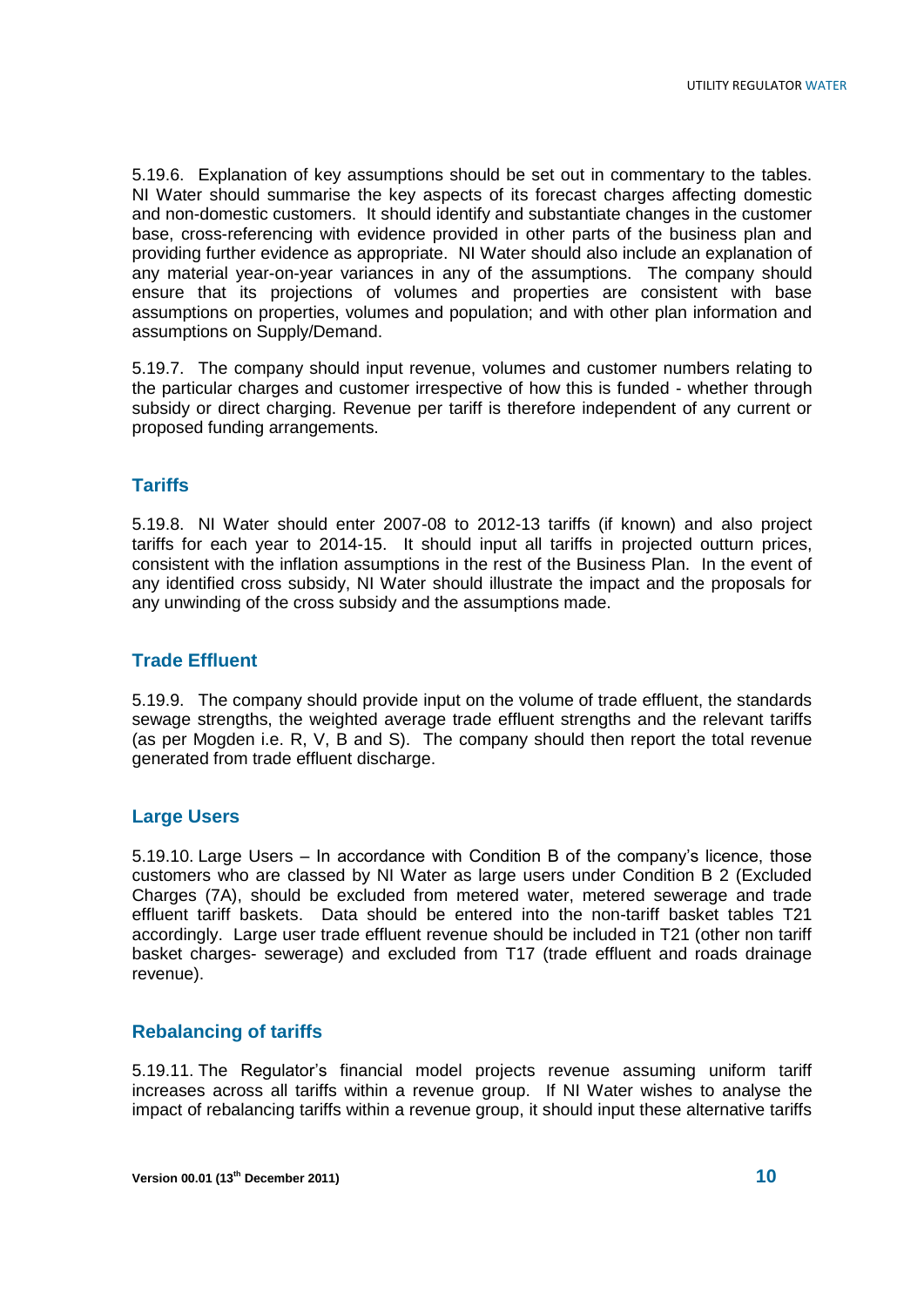5.19.6. Explanation of key assumptions should be set out in commentary to the tables. NI Water should summarise the key aspects of its forecast charges affecting domestic and non-domestic customers. It should identify and substantiate changes in the customer base, cross-referencing with evidence provided in other parts of the business plan and providing further evidence as appropriate. NI Water should also include an explanation of any material year-on-year variances in any of the assumptions. The company should ensure that its projections of volumes and properties are consistent with base assumptions on properties, volumes and population; and with other plan information and assumptions on Supply/Demand.

5.19.7. The company should input revenue, volumes and customer numbers relating to the particular charges and customer irrespective of how this is funded - whether through subsidy or direct charging. Revenue per tariff is therefore independent of any current or proposed funding arrangements.

## Tariffs

5.19.8. NI Water should enter 2007-08 to 2012-13 tariffs (if known) and also project tariffs for each year to 2014-15. It should input all tariffs in projected outturn prices, consistent with the inflation assumptions in the rest of the Business Plan. In the event of any identified cross subsidy, NI Water should illustrate the impact and the proposals for any unwinding of the cross subsidy and the assumptions made.

## Trade Effluent

5.19.9. The company should provide input on the volume of trade effluent, the standards sewage strengths, the weighted average trade effluent strengths and the relevant tariffs (as per Mogden i.e. R, V, B and S). The company should then report the total revenue generated from trade effluent discharge.

## Large Users

5.19.10. Large Users – In accordance with Condition B of the company's licence, those customers who are classed by NI Water as large users under Condition B 2 (Excluded Charges (7A), should be excluded from metered water, metered sewerage and trade effluent tariff baskets. Data should be entered into the non-tariff basket tables T21 accordingly. Large user trade effluent revenue should be included in T21 (other non tariff basket charges- sewerage) and excluded from T17 (trade effluent and roads drainage revenue).

## Rebalancing of tariffs

5.19.11. The Regulator's financial model projects revenue assuming uniform tariff increases across all tariffs within a revenue group. If NI Water wishes to analyse the impact of rebalancing tariffs within a revenue group, it should input these alternative tariffs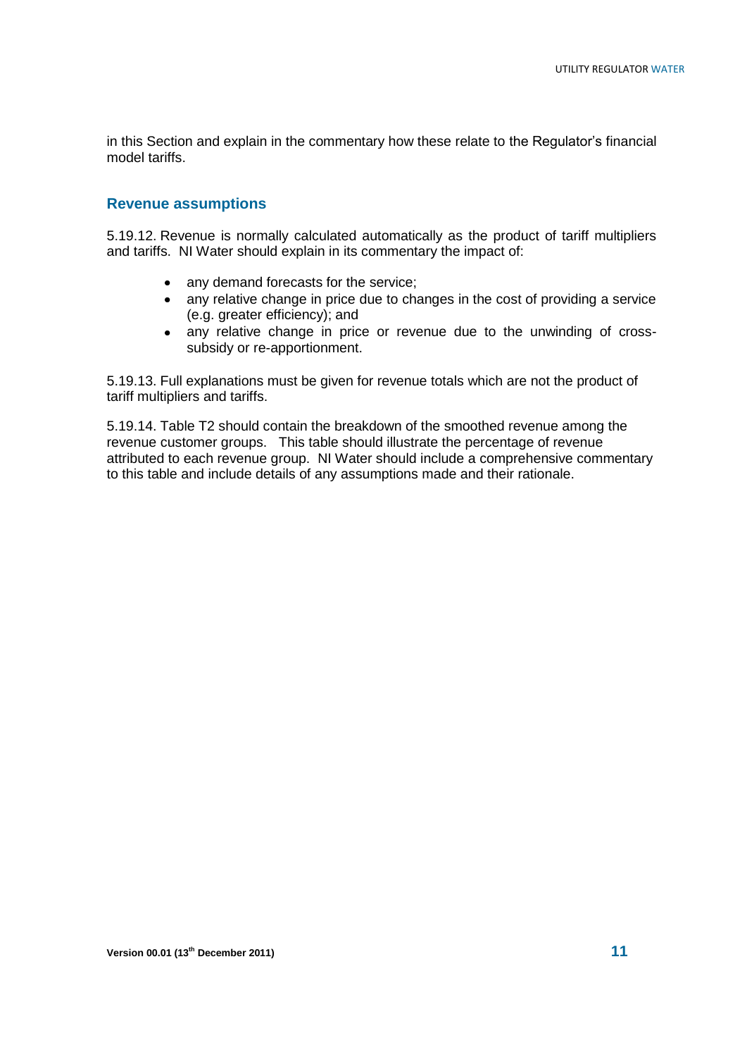in this Section and explain in the commentary how these relate to the Regulator's financial model tariffs.

### Revenue assumptions

5.19.12. Revenue is normally calculated automatically as the product of tariff multipliers and tariffs. NI Water should explain in its commentary the impact of:

- any demand forecasts for the service;
- any relative change in price due to changes in the cost of providing a service (e.g. greater efficiency); and
- any relative change in price or revenue due to the unwinding of cross-subsidy or re-apportionment.

5.19.13. Full explanations must be given for revenue totals which are not the product of tariff multipliers and tariffs.

5.19.14. Table T2 should contain the breakdown of the smoothed revenue among the revenue customer groups. This table should illustrate the percentage of revenue attributed to each revenue group. NI Water should include a comprehensive commentary to this table and include details of any assumptions made and their rationale.